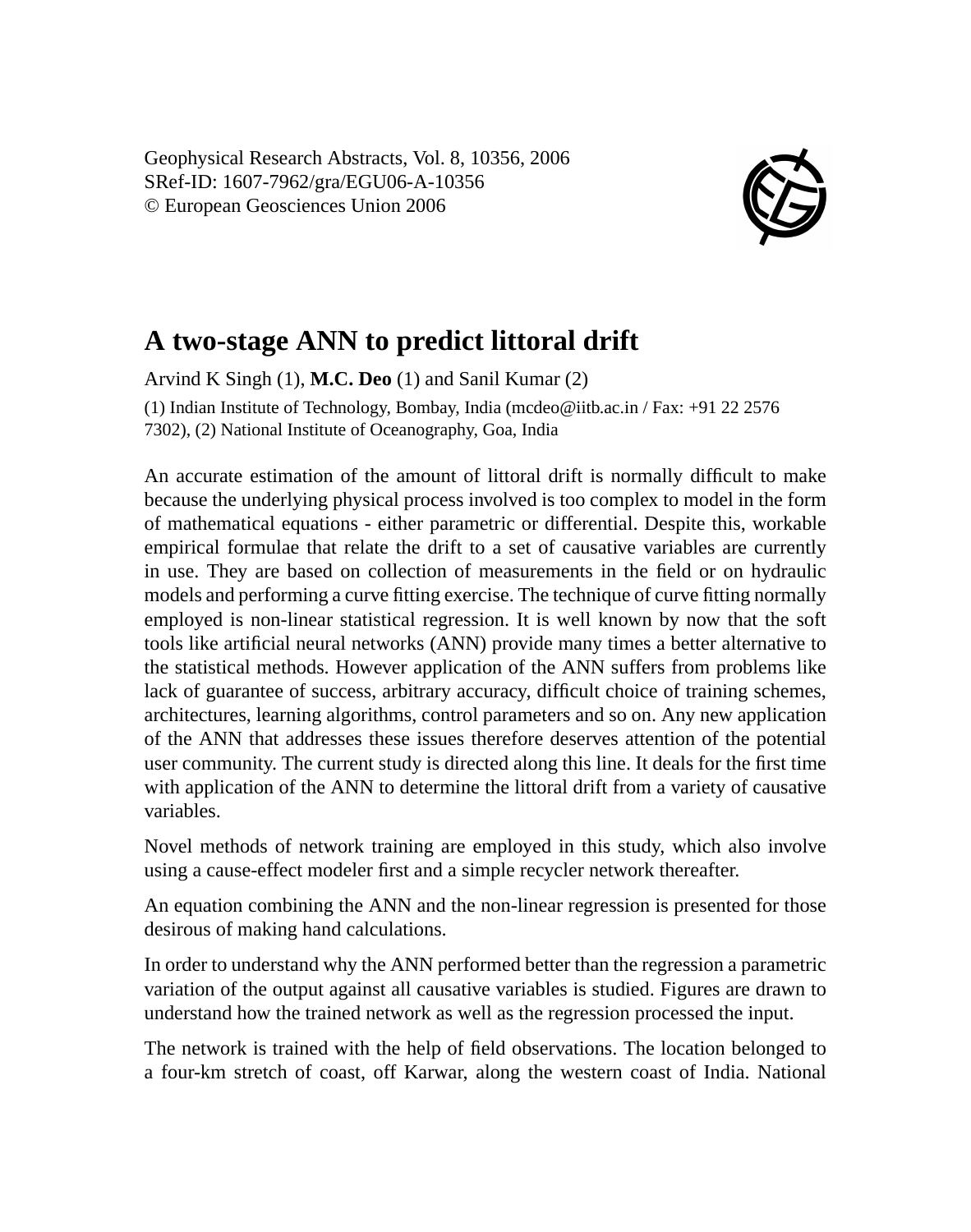Geophysical Research Abstracts, Vol. 8, 10356, 2006
SRef-ID: 1607-7962/gra/EGU06-A-10356
© European Geosciences Union 2006

# A two-stage ANN to predict littoral drift

Arvind K Singh (1), **M.C. Deo** (1) and Sanil Kumar (2)

(1) Indian Institute of Technology, Bombay, India (mcdeo@iitb.ac.in / Fax: +91 22 2576 7302), (2) National Institute of Oceanography, Goa, India

An accurate estimation of the amount of littoral drift is normally difficult to make because the underlying physical process involved is too complex to model in the form of mathematical equations - either parametric or differential. Despite this, workable empirical formulae that relate the drift to a set of causative variables are currently in use. They are based on collection of measurements in the field or on hydraulic models and performing a curve fitting exercise. The technique of curve fitting normally employed is non-linear statistical regression. It is well known by now that the soft tools like artificial neural networks (ANN) provide many times a better alternative to the statistical methods. However application of the ANN suffers from problems like lack of guarantee of success, arbitrary accuracy, difficult choice of training schemes, architectures, learning algorithms, control parameters and so on. Any new application of the ANN that addresses these issues therefore deserves attention of the potential user community. The current study is directed along this line. It deals for the first time with application of the ANN to determine the littoral drift from a variety of causative variables.

Novel methods of network training are employed in this study, which also involve using a cause-effect modeler first and a simple recycler network thereafter.

An equation combining the ANN and the non-linear regression is presented for those desirous of making hand calculations.

In order to understand why the ANN performed better than the regression a parametric variation of the output against all causative variables is studied. Figures are drawn to understand how the trained network as well as the regression processed the input.

The network is trained with the help of field observations. The location belonged to a four-km stretch of coast, off Karwar, along the western coast of India. National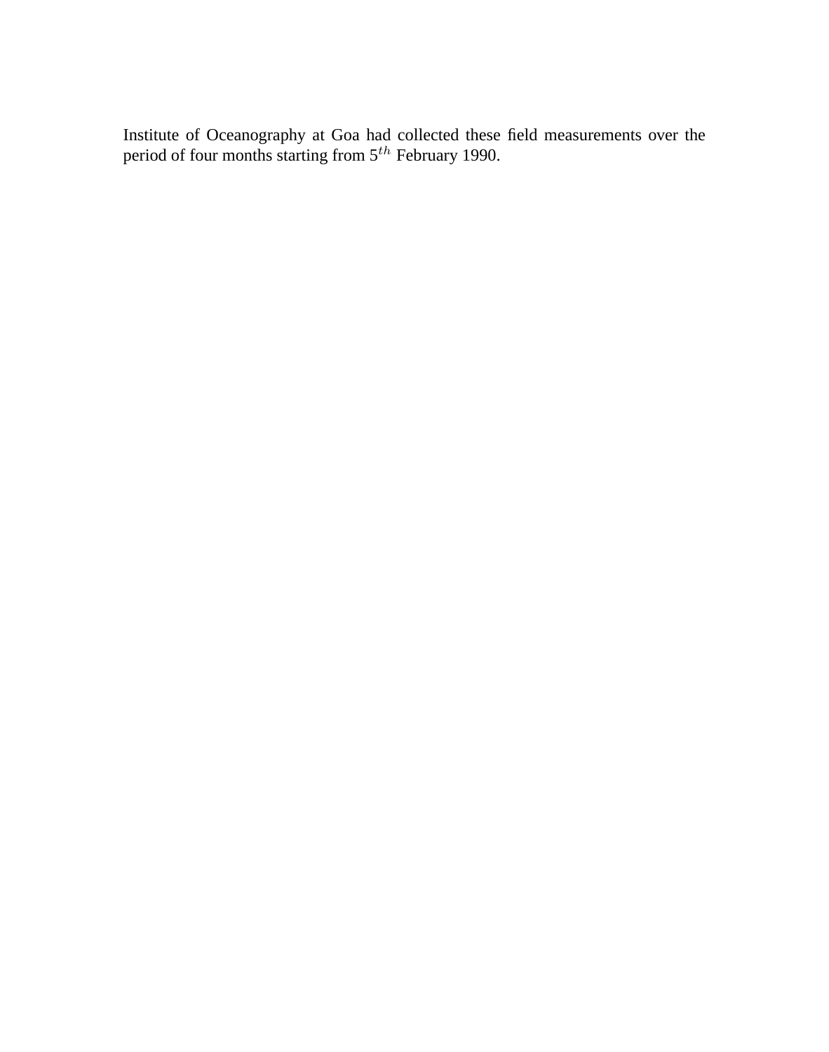Institute of Oceanography at Goa had collected these field measurements over the period of four months starting from $5^{th}$ February 1990.